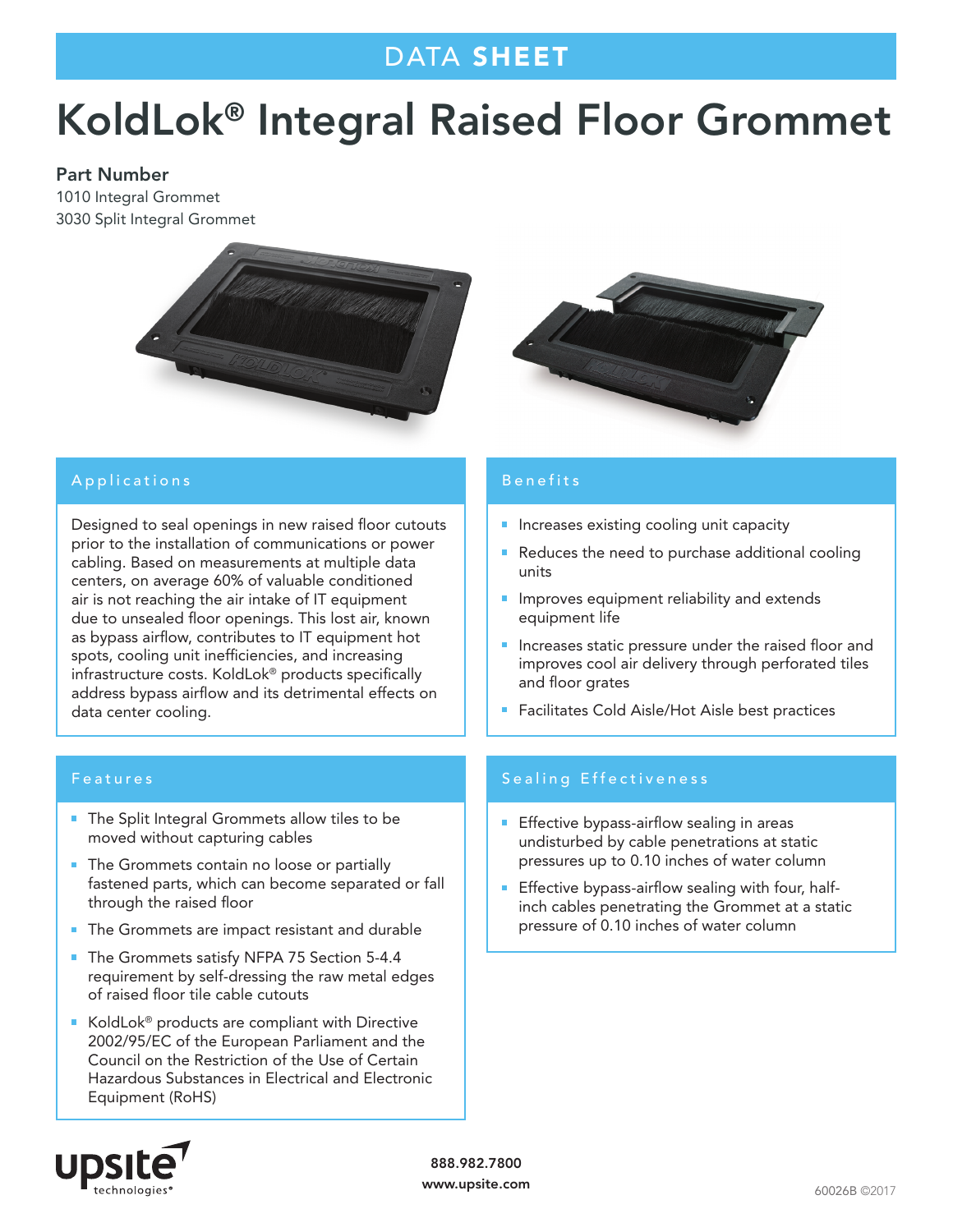DATA **SHEET**

# KoldLok® Integral Raised Floor Grommet

**Part Number**

1010 Integral Grommet
3030 Split Integral Grommet

## Applications

Designed to seal openings in new raised floor cutouts prior to the installation of communications or power cabling. Based on measurements at multiple data centers, on average 60% of valuable conditioned air is not reaching the air intake of IT equipment due to unsealed floor openings. This lost air, known as bypass airflow, contributes to IT equipment hot spots, cooling unit inefficiencies, and increasing infrastructure costs. KoldLok® products specifically address bypass airflow and its detrimental effects on data center cooling.

## Benefits

- Increases existing cooling unit capacity
- Reduces the need to purchase additional cooling units
- Improves equipment reliability and extends equipment life
- Increases static pressure under the raised floor and improves cool air delivery through perforated tiles and floor grates
- Facilitates Cold Aisle/Hot Aisle best practices

## Features

- The Split Integral Grommets allow tiles to be moved without capturing cables
- The Grommets contain no loose or partially fastened parts, which can become separated or fall through the raised floor
- The Grommets are impact resistant and durable
- The Grommets satisfy NFPA 75 Section 5-4.4 requirement by self-dressing the raw metal edges of raised floor tile cable cutouts
- KoldLok® products are compliant with Directive 2002/95/EC of the European Parliament and the Council on the Restriction of the Use of Certain Hazardous Substances in Electrical and Electronic Equipment (RoHS)

## Sealing Effectiveness

- Effective bypass-airflow sealing in areas undisturbed by cable penetrations at static pressures up to 0.10 inches of water column
- Effective bypass-airflow sealing with four, half-inch cables penetrating the Grommet at a static pressure of 0.10 inches of water column

upsite technologies®

888.982.7800
www.upsite.com

60026B ©2017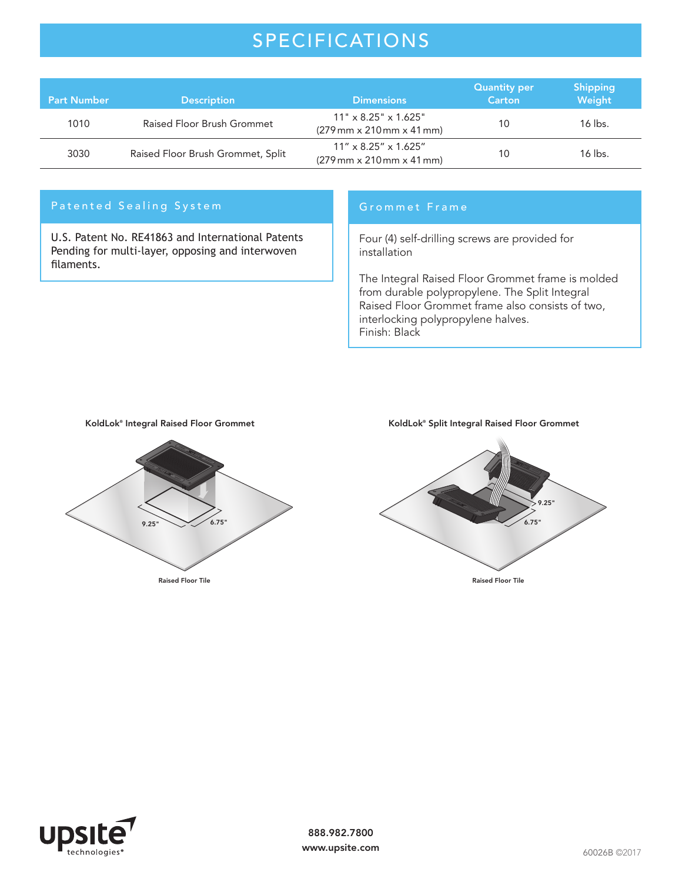# SPECIFICATIONS

| Part Number | Description | Dimensions | Quantity per Carton | Shipping Weight |
|---|---|---|---|---|
| 1010 | Raised Floor Brush Grommet | 11" x 8.25" x 1.625" (279 mm x 210 mm x 41 mm) | 10 | 16 lbs. |
| 3030 | Raised Floor Brush Grommet, Split | 11" x 8.25" x 1.625" (279 mm x 210 mm x 41 mm) | 10 | 16 lbs. |

## Patented Sealing System

U.S. Patent No. RE41863 and International Patents Pending for multi-layer, opposing and interwoven filaments.

## Grommet Frame

Four (4) self-drilling screws are provided for installation

The Integral Raised Floor Grommet frame is molded from durable polypropylene. The Split Integral Raised Floor Grommet frame also consists of two, interlocking polypropylene halves.
Finish: Black

**KoldLok® Integral Raised Floor Grommet**

9.25"
6.75"
Raised Floor Tile

**KoldLok® Split Integral Raised Floor Grommet**

9.25"
6.75"
Raised Floor Tile

upsite technologies®

888.982.7800
www.upsite.com

60026B ©2017